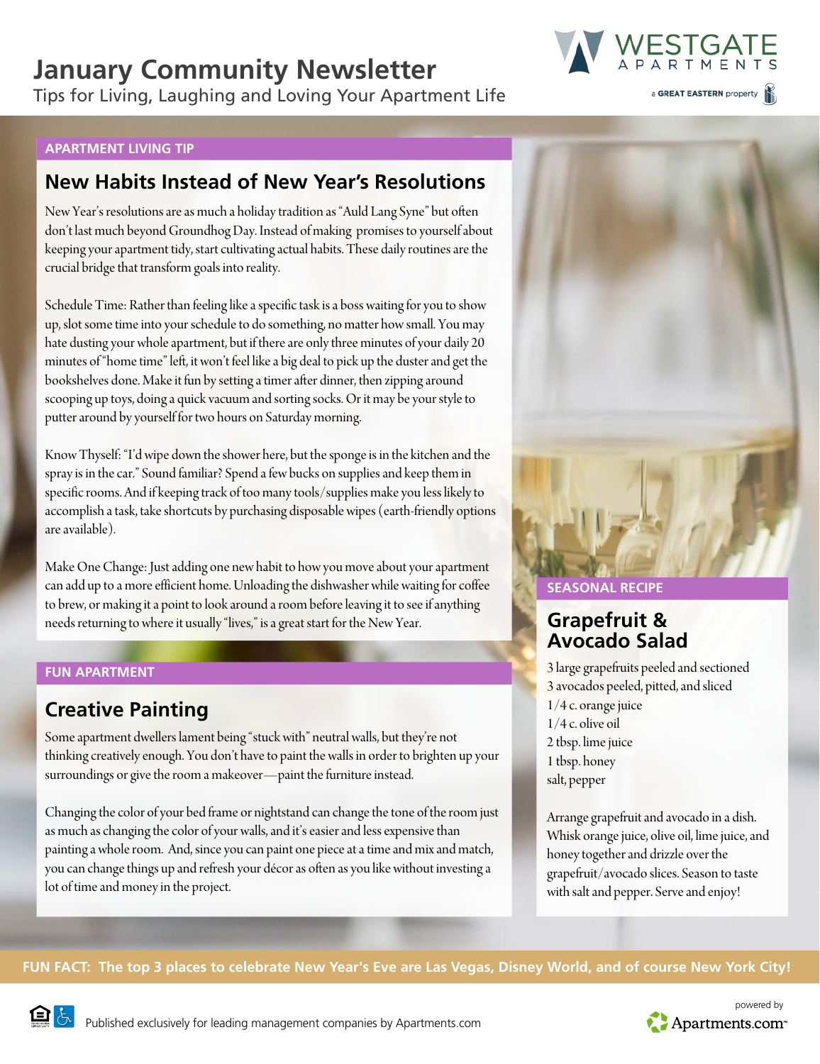# January Community Newsletter

Tips for Living, Laughing and Loving Your Apartment Life

WESTGATE APARTMENTS

a GREAT EASTERN property

APARTMENT LIVING TIP

## New Habits Instead of New Year's Resolutions

New Year's resolutions are as much a holiday tradition as "Auld Lang Syne" but often don't last much beyond Groundhog Day. Instead of making promises to yourself about keeping your apartment tidy, start cultivating actual habits. These daily routines are the crucial bridge that transform goals into reality.

Schedule Time: Rather than feeling like a specific task is a boss waiting for you to show up, slot some time into your schedule to do something, no matter how small. You may hate dusting your whole apartment, but if there are only three minutes of your daily 20 minutes of "home time" left, it won't feel like a big deal to pick up the duster and get the bookshelves done. Make it fun by setting a timer after dinner, then zipping around scooping up toys, doing a quick vacuum and sorting socks. Or it may be your style to putter around by yourself for two hours on Saturday morning.

Know Thyself: "I'd wipe down the shower here, but the sponge is in the kitchen and the spray is in the car." Sound familiar? Spend a few bucks on supplies and keep them in specific rooms. And if keeping track of too many tools/supplies make you less likely to accomplish a task, take shortcuts by purchasing disposable wipes (earth-friendly options are available).

Make One Change: Just adding one new habit to how you move about your apartment can add up to a more efficient home. Unloading the dishwasher while waiting for coffee to brew, or making it a point to look around a room before leaving it to see if anything needs returning to where it usually "lives," is a great start for the New Year.

FUN APARTMENT

## Creative Painting

Some apartment dwellers lament being "stuck with" neutral walls, but they're not thinking creatively enough. You don't have to paint the walls in order to brighten up your surroundings or give the room a makeover—paint the furniture instead.

Changing the color of your bed frame or nightstand can change the tone of the room just as much as changing the color of your walls, and it's easier and less expensive than painting a whole room. And, since you can paint one piece at a time and mix and match, you can change things up and refresh your décor as often as you like without investing a lot of time and money in the project.

SEASONAL RECIPE

## Grapefruit & Avocado Salad

3 large grapefruits peeled and sectioned
3 avocados peeled, pitted, and sliced
1/4 c. orange juice
1/4 c. olive oil
2 tbsp. lime juice
1 tbsp. honey
salt, pepper

Arrange grapefruit and avocado in a dish. Whisk orange juice, olive oil, lime juice, and honey together and drizzle over the grapefruit/avocado slices. Season to taste with salt and pepper. Serve and enjoy!

**FUN FACT: The top 3 places to celebrate New Year's Eve are Las Vegas, Disney World, and of course New York City!**

Published exclusively for leading management companies by Apartments.com

powered by Apartments.com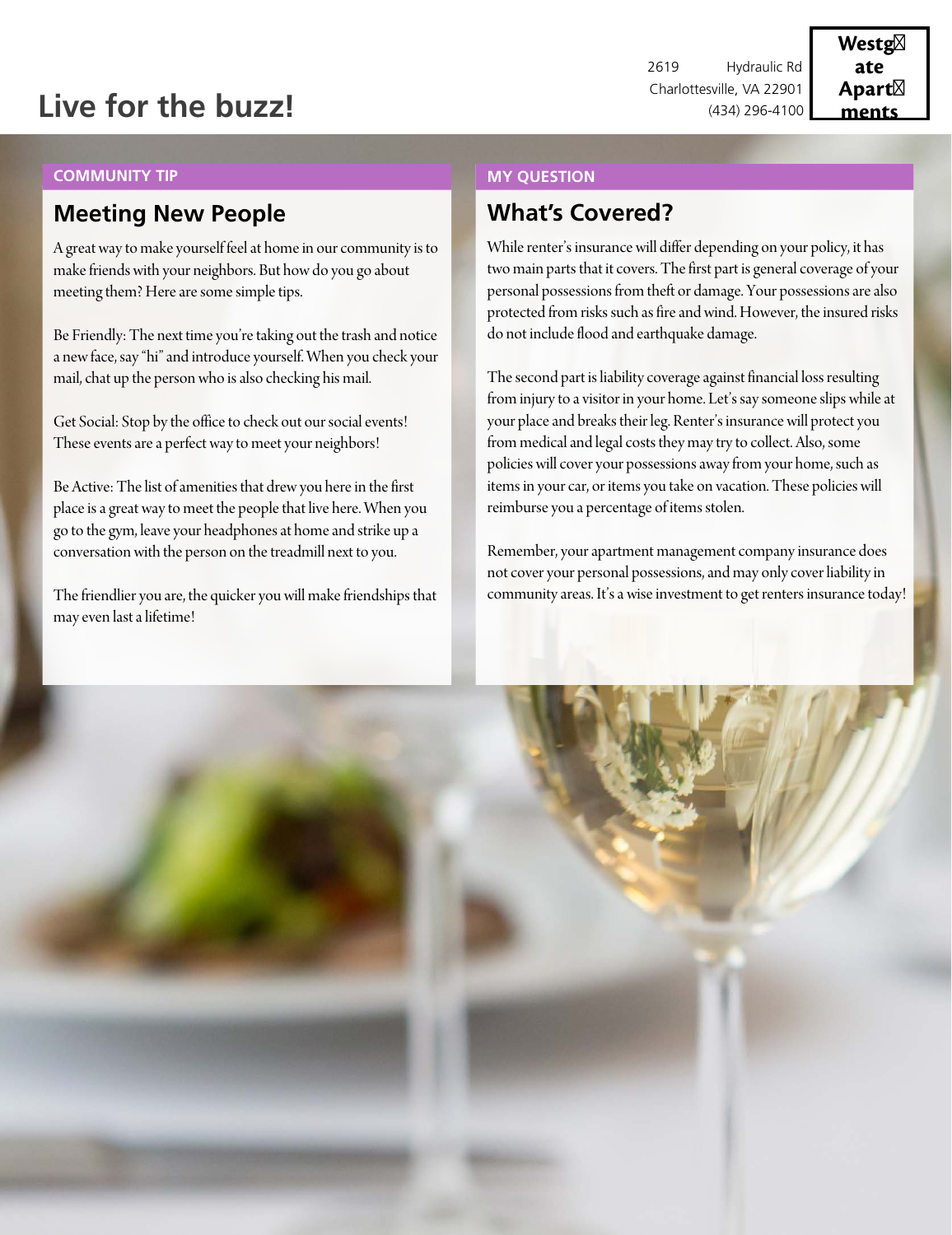# Live for the buzz!

2619 Hydraulic Rd
Charlottesville, VA 22901
(434) 296-4100

**Westgate Apartments**

COMMUNITY TIP

## Meeting New People

A great way to make yourself feel at home in our community is to make friends with your neighbors. But how do you go about meeting them? Here are some simple tips.

Be Friendly: The next time you're taking out the trash and notice a new face, say "hi" and introduce yourself. When you check your mail, chat up the person who is also checking his mail.

Get Social: Stop by the office to check out our social events! These events are a perfect way to meet your neighbors!

Be Active: The list of amenities that drew you here in the first place is a great way to meet the people that live here. When you go to the gym, leave your headphones at home and strike up a conversation with the person on the treadmill next to you.

The friendlier you are, the quicker you will make friendships that may even last a lifetime!

MY QUESTION

## What's Covered?

While renter's insurance will differ depending on your policy, it has two main parts that it covers. The first part is general coverage of your personal possessions from theft or damage. Your possessions are also protected from risks such as fire and wind. However, the insured risks do not include flood and earthquake damage.

The second part is liability coverage against financial loss resulting from injury to a visitor in your home. Let's say someone slips while at your place and breaks their leg. Renter's insurance will protect you from medical and legal costs they may try to collect. Also, some policies will cover your possessions away from your home, such as items in your car, or items you take on vacation. These policies will reimburse you a percentage of items stolen.

Remember, your apartment management company insurance does not cover your personal possessions, and may only cover liability in community areas. It's a wise investment to get renters insurance today!